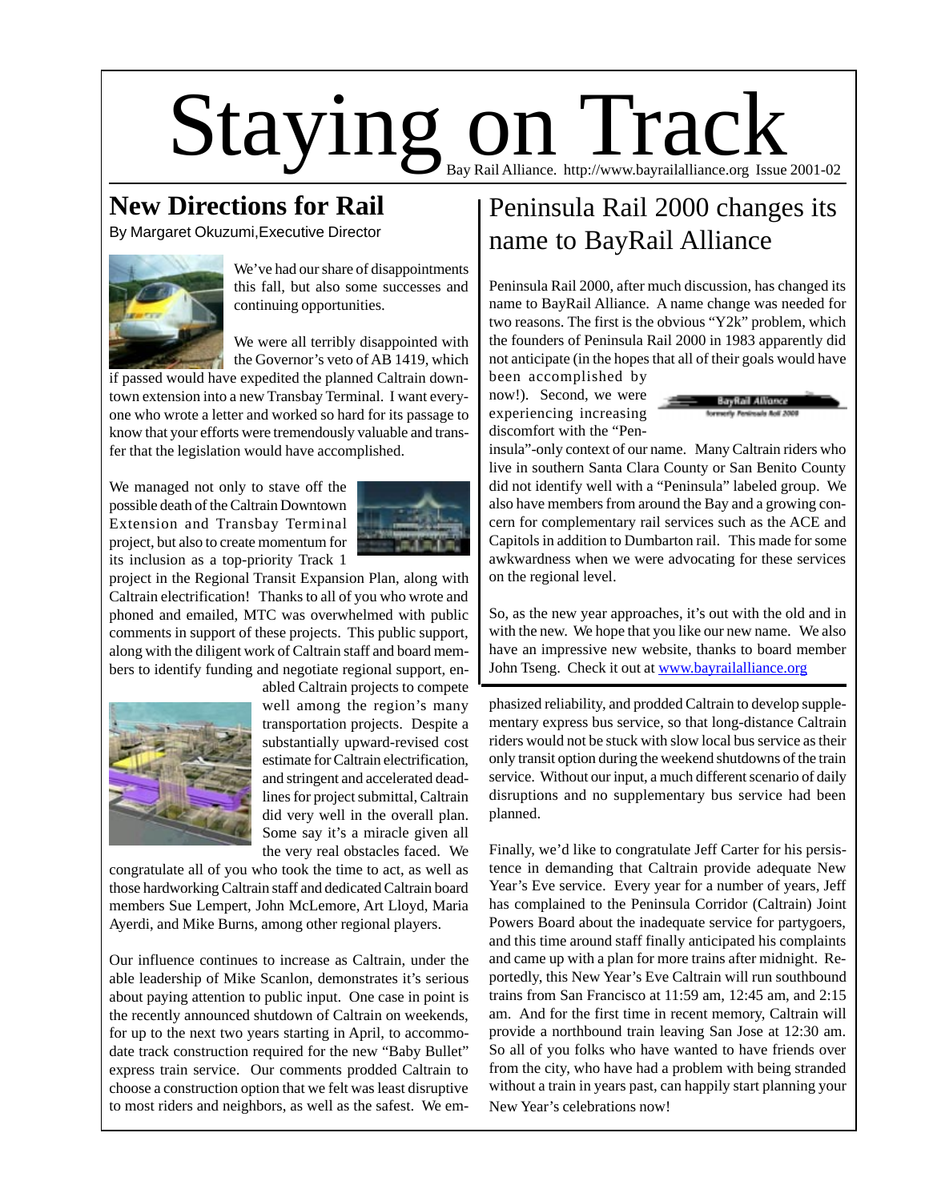# Staying on Track

Bay Rail Alliance. http://www.bayrailalliance.org Issue 2001-02

## New Directions for Rail

By Margaret Okuzumi,Executive Director

We've had our share of disappointments this fall, but also some successes and continuing opportunities.

We were all terribly disappointed with the Governor's veto of AB 1419, which if passed would have expedited the planned Caltrain downtown extension into a new Transbay Terminal. I want everyone who wrote a letter and worked so hard for its passage to know that your efforts were tremendously valuable and transfer that the legislation would have accomplished.

We managed not only to stave off the possible death of the Caltrain Downtown Extension and Transbay Terminal project, but also to create momentum for its inclusion as a top-priority Track 1 project in the Regional Transit Expansion Plan, along with Caltrain electrification! Thanks to all of you who wrote and phoned and emailed, MTC was overwhelmed with public comments in support of these projects. This public support, along with the diligent work of Caltrain staff and board members to identify funding and negotiate regional support, enabled Caltrain projects to compete well among the region's many transportation projects. Despite a substantially upward-revised cost estimate for Caltrain electrification, and stringent and accelerated deadlines for project submittal, Caltrain did very well in the overall plan. Some say it's a miracle given all the very real obstacles faced. We congratulate all of you who took the time to act, as well as those hardworking Caltrain staff and dedicated Caltrain board members Sue Lempert, John McLemore, Art Lloyd, Maria Ayerdi, and Mike Burns, among other regional players.

Our influence continues to increase as Caltrain, under the able leadership of Mike Scanlon, demonstrates it's serious about paying attention to public input. One case in point is the recently announced shutdown of Caltrain on weekends, for up to the next two years starting in April, to accommodate track construction required for the new "Baby Bullet" express train service. Our comments prodded Caltrain to choose a construction option that we felt was least disruptive to most riders and neighbors, as well as the safest. We emphasized reliability, and prodded Caltrain to develop supplementary express bus service, so that long-distance Caltrain riders would not be stuck with slow local bus service as their only transit option during the weekend shutdowns of the train service. Without our input, a much different scenario of daily disruptions and no supplementary bus service had been planned.

Finally, we'd like to congratulate Jeff Carter for his persistence in demanding that Caltrain provide adequate New Year's Eve service. Every year for a number of years, Jeff has complained to the Peninsula Corridor (Caltrain) Joint Powers Board about the inadequate service for partygoers, and this time around staff finally anticipated his complaints and came up with a plan for more trains after midnight. Reportedly, this New Year's Eve Caltrain will run southbound trains from San Francisco at 11:59 am, 12:45 am, and 2:15 am. And for the first time in recent memory, Caltrain will provide a northbound train leaving San Jose at 12:30 am. So all of you folks who have wanted to have friends over from the city, who have had a problem with being stranded without a train in years past, can happily start planning your New Year's celebrations now!

## Peninsula Rail 2000 changes its name to BayRail Alliance

Peninsula Rail 2000, after much discussion, has changed its name to BayRail Alliance. A name change was needed for two reasons. The first is the obvious "Y2k" problem, which the founders of Peninsula Rail 2000 in 1983 apparently did not anticipate (in the hopes that all of their goals would have been accomplished by now!). Second, we were experiencing increasing discomfort with the "Peninsula"-only context of our name. Many Caltrain riders who live in southern Santa Clara County or San Benito County did not identify well with a "Peninsula" labeled group. We also have members from around the Bay and a growing concern for complementary rail services such as the ACE and Capitols in addition to Dumbarton rail. This made for some awkwardness when we were advocating for these services on the regional level.

So, as the new year approaches, it's out with the old and in with the new. We hope that you like our new name. We also have an impressive new website, thanks to board member John Tseng. Check it out at www.bayrailalliance.org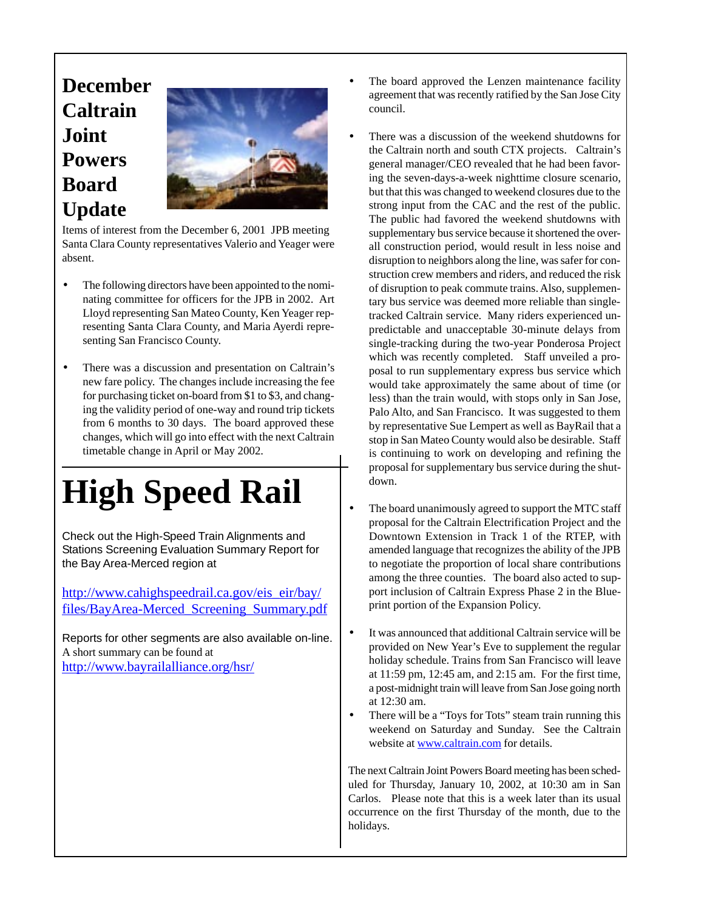# December Caltrain Joint Powers Board Update

Items of interest from the December 6, 2001 JPB meeting Santa Clara County representatives Valerio and Yeager were absent.

- The following directors have been appointed to the nominating committee for officers for the JPB in 2002. Art Lloyd representing San Mateo County, Ken Yeager representing Santa Clara County, and Maria Ayerdi representing San Francisco County.
- There was a discussion and presentation on Caltrain's new fare policy. The changes include increasing the fee for purchasing ticket on-board from $1 to $3, and changing the validity period of one-way and round trip tickets from 6 months to 30 days. The board approved these changes, which will go into effect with the next Caltrain timetable change in April or May 2002.
- The board approved the Lenzen maintenance facility agreement that was recently ratified by the San Jose City council.
- There was a discussion of the weekend shutdowns for the Caltrain north and south CTX projects. Caltrain's general manager/CEO revealed that he had been favoring the seven-days-a-week nighttime closure scenario, but that this was changed to weekend closures due to the strong input from the CAC and the rest of the public. The public had favored the weekend shutdowns with supplementary bus service because it shortened the overall construction period, would result in less noise and disruption to neighbors along the line, was safer for construction crew members and riders, and reduced the risk of disruption to peak commute trains. Also, supplementary bus service was deemed more reliable than single-tracked Caltrain service. Many riders experienced unpredictable and unacceptable 30-minute delays from single-tracking during the two-year Ponderosa Project which was recently completed. Staff unveiled a proposal to run supplementary express bus service which would take approximately the same about of time (or less) than the train would, with stops only in San Jose, Palo Alto, and San Francisco. It was suggested to them by representative Sue Lempert as well as BayRail that a stop in San Mateo County would also be desirable. Staff is continuing to work on developing and refining the proposal for supplementary bus service during the shutdown.
- The board unanimously agreed to support the MTC staff proposal for the Caltrain Electrification Project and the Downtown Extension in Track 1 of the RTEP, with amended language that recognizes the ability of the JPB to negotiate the proportion of local share contributions among the three counties. The board also acted to support inclusion of Caltrain Express Phase 2 in the Blueprint portion of the Expansion Policy.
- It was announced that additional Caltrain service will be provided on New Year's Eve to supplement the regular holiday schedule. Trains from San Francisco will leave at 11:59 pm, 12:45 am, and 2:15 am. For the first time, a post-midnight train will leave from San Jose going north at 12:30 am.
- There will be a "Toys for Tots" steam train running this weekend on Saturday and Sunday. See the Caltrain website at www.caltrain.com for details.

The next Caltrain Joint Powers Board meeting has been scheduled for Thursday, January 10, 2002, at 10:30 am in San Carlos. Please note that this is a week later than its usual occurrence on the first Thursday of the month, due to the holidays.

# High Speed Rail

Check out the High-Speed Train Alignments and Stations Screening Evaluation Summary Report for the Bay Area-Merced region at

http://www.cahighspeedrail.ca.gov/eis_eir/bay/files/BayArea-Merced_Screening_Summary.pdf

Reports for other segments are also available on-line. A short summary can be found at http://www.bayrailalliance.org/hsr/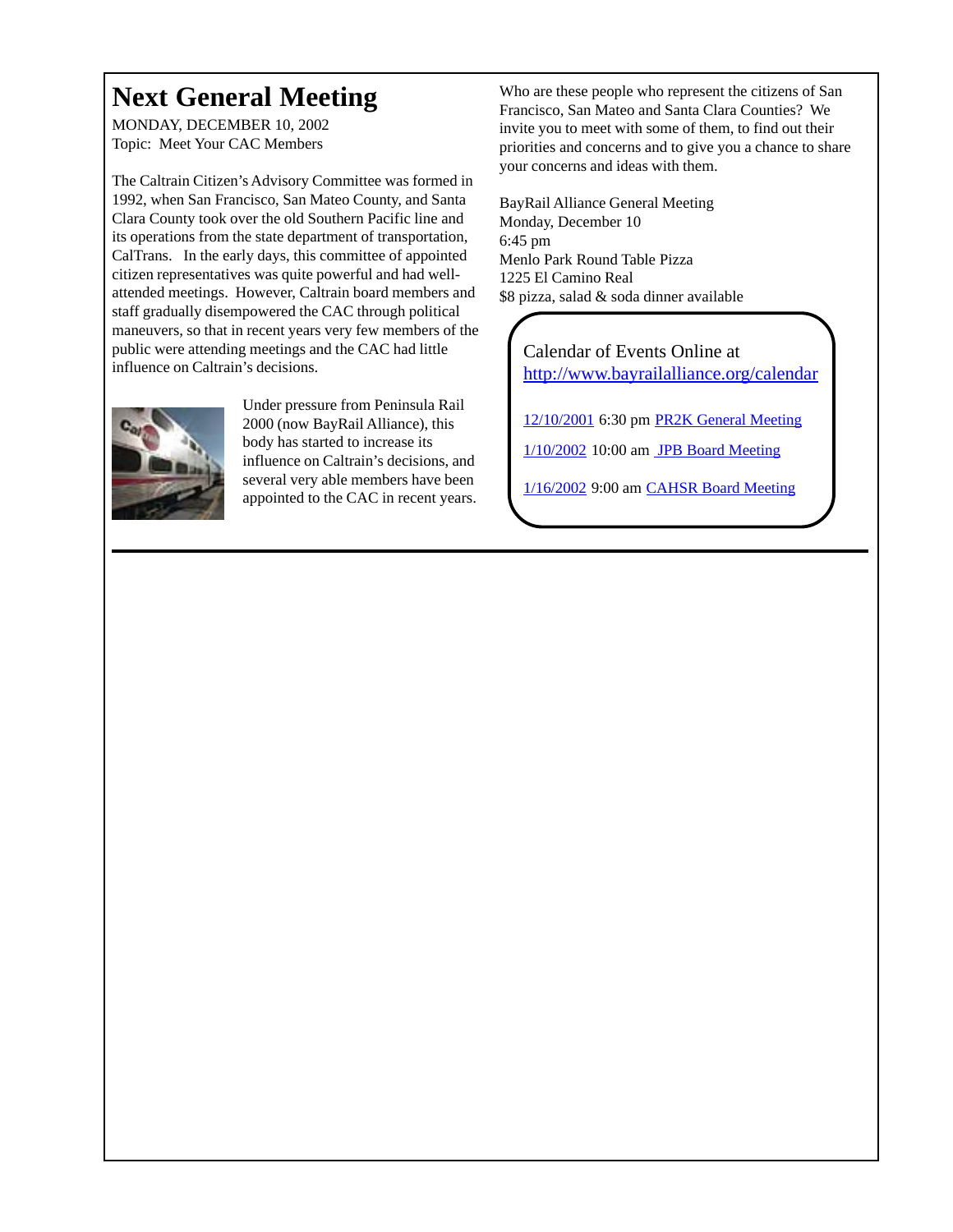# Next General Meeting

MONDAY, DECEMBER 10, 2002
Topic: Meet Your CAC Members

The Caltrain Citizen's Advisory Committee was formed in 1992, when San Francisco, San Mateo County, and Santa Clara County took over the old Southern Pacific line and its operations from the state department of transportation, CalTrans. In the early days, this committee of appointed citizen representatives was quite powerful and had well-attended meetings. However, Caltrain board members and staff gradually disempowered the CAC through political maneuvers, so that in recent years very few members of the public were attending meetings and the CAC had little influence on Caltrain's decisions.

Under pressure from Peninsula Rail 2000 (now BayRail Alliance), this body has started to increase its influence on Caltrain's decisions, and several very able members have been appointed to the CAC in recent years.

Who are these people who represent the citizens of San Francisco, San Mateo and Santa Clara Counties? We invite you to meet with some of them, to find out their priorities and concerns and to give you a chance to share your concerns and ideas with them.

BayRail Alliance General Meeting
Monday, December 10
6:45 pm
Menlo Park Round Table Pizza
1225 El Camino Real
$8 pizza, salad & soda dinner available

Calendar of Events Online at
http://www.bayrailalliance.org/calendar

12/10/2001 6:30 pm PR2K General Meeting

1/10/2002 10:00 am JPB Board Meeting

1/16/2002 9:00 am CAHSR Board Meeting